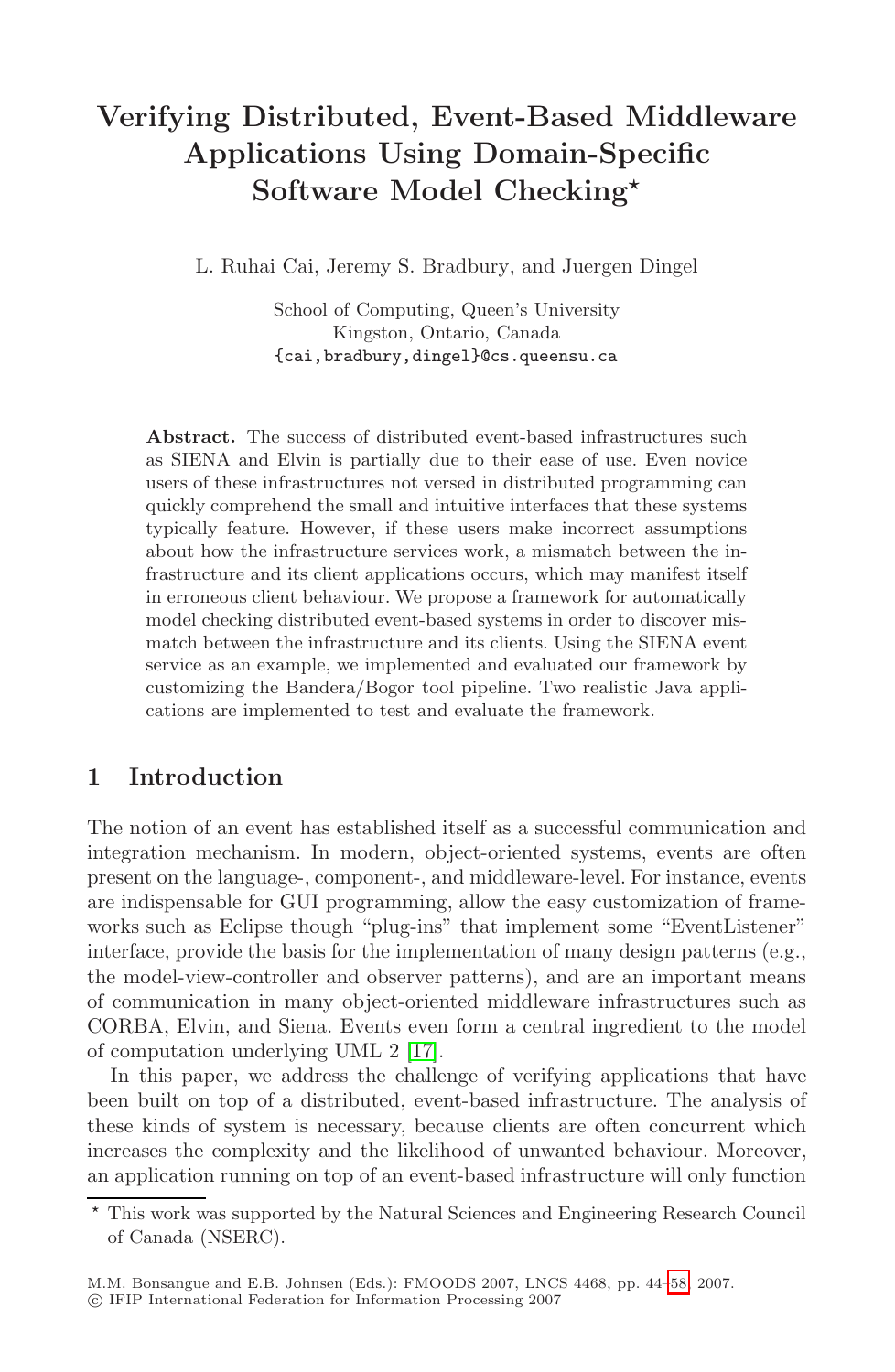# Verifying Distributed, Event-Based Middleware Applications Using Domain-Specific Software Model Checking*

L. Ruhai Cai, Jeremy S. Bradbury, and Juergen Dingel

School of Computing, Queen's University
Kingston, Ontario, Canada
{cai,bradbury,dingel}@cs.queensu.ca

**Abstract.** The success of distributed event-based infrastructures such as SIENA and Elvin is partially due to their ease of use. Even novice users of these infrastructures not versed in distributed programming can quickly comprehend the small and intuitive interfaces that these systems typically feature. However, if these users make incorrect assumptions about how the infrastructure services work, a mismatch between the infrastructure and its client applications occurs, which may manifest itself in erroneous client behaviour. We propose a framework for automatically model checking distributed event-based systems in order to discover mismatch between the infrastructure and its clients. Using the SIENA event service as an example, we implemented and evaluated our framework by customizing the Bandera/Bogor tool pipeline. Two realistic Java applications are implemented to test and evaluate the framework.

## 1 Introduction

The notion of an event has established itself as a successful communication and integration mechanism. In modern, object-oriented systems, events are often present on the language-, component-, and middleware-level. For instance, events are indispensable for GUI programming, allow the easy customization of frameworks such as Eclipse though "plug-ins" that implement some "EventListener" interface, provide the basis for the implementation of many design patterns (e.g., the model-view-controller and observer patterns), and are an important means of communication in many object-oriented middleware infrastructures such as CORBA, Elvin, and Siena. Events even form a central ingredient to the model of computation underlying UML 2 [17].

In this paper, we address the challenge of verifying applications that have been built on top of a distributed, event-based infrastructure. The analysis of these kinds of system is necessary, because clients are often concurrent which increases the complexity and the likelihood of unwanted behaviour. Moreover, an application running on top of an event-based infrastructure will only function

* This work was supported by the Natural Sciences and Engineering Research Council of Canada (NSERC).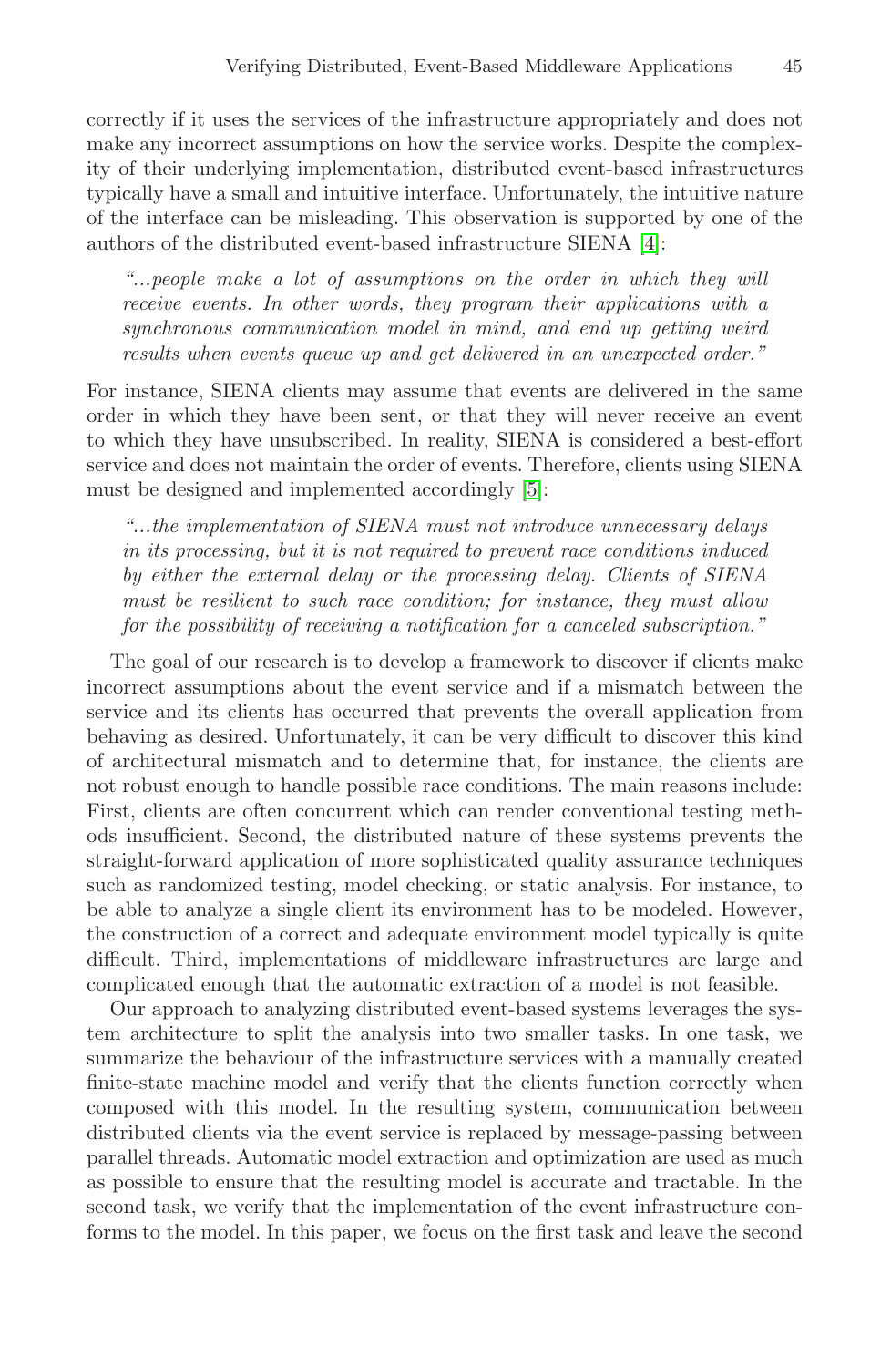correctly if it uses the services of the infrastructure appropriately and does not make any incorrect assumptions on how the service works. Despite the complexity of their underlying implementation, distributed event-based infrastructures typically have a small and intuitive interface. Unfortunately, the intuitive nature of the interface can be misleading. This observation is supported by one of the authors of the distributed event-based infrastructure SIENA [4]:

> *"...people make a lot of assumptions on the order in which they will receive events. In other words, they program their applications with a synchronous communication model in mind, and end up getting weird results when events queue up and get delivered in an unexpected order."*

For instance, SIENA clients may assume that events are delivered in the same order in which they have been sent, or that they will never receive an event to which they have unsubscribed. In reality, SIENA is considered a best-effort service and does not maintain the order of events. Therefore, clients using SIENA must be designed and implemented accordingly [5]:

> *"...the implementation of SIENA must not introduce unnecessary delays in its processing, but it is not required to prevent race conditions induced by either the external delay or the processing delay. Clients of SIENA must be resilient to such race condition; for instance, they must allow for the possibility of receiving a notification for a canceled subscription."*

The goal of our research is to develop a framework to discover if clients make incorrect assumptions about the event service and if a mismatch between the service and its clients has occurred that prevents the overall application from behaving as desired. Unfortunately, it can be very difficult to discover this kind of architectural mismatch and to determine that, for instance, the clients are not robust enough to handle possible race conditions. The main reasons include: First, clients are often concurrent which can render conventional testing methods insufficient. Second, the distributed nature of these systems prevents the straight-forward application of more sophisticated quality assurance techniques such as randomized testing, model checking, or static analysis. For instance, to be able to analyze a single client its environment has to be modeled. However, the construction of a correct and adequate environment model typically is quite difficult. Third, implementations of middleware infrastructures are large and complicated enough that the automatic extraction of a model is not feasible.

Our approach to analyzing distributed event-based systems leverages the system architecture to split the analysis into two smaller tasks. In one task, we summarize the behaviour of the infrastructure services with a manually created finite-state machine model and verify that the clients function correctly when composed with this model. In the resulting system, communication between distributed clients via the event service is replaced by message-passing between parallel threads. Automatic model extraction and optimization are used as much as possible to ensure that the resulting model is accurate and tractable. In the second task, we verify that the implementation of the event infrastructure conforms to the model. In this paper, we focus on the first task and leave the second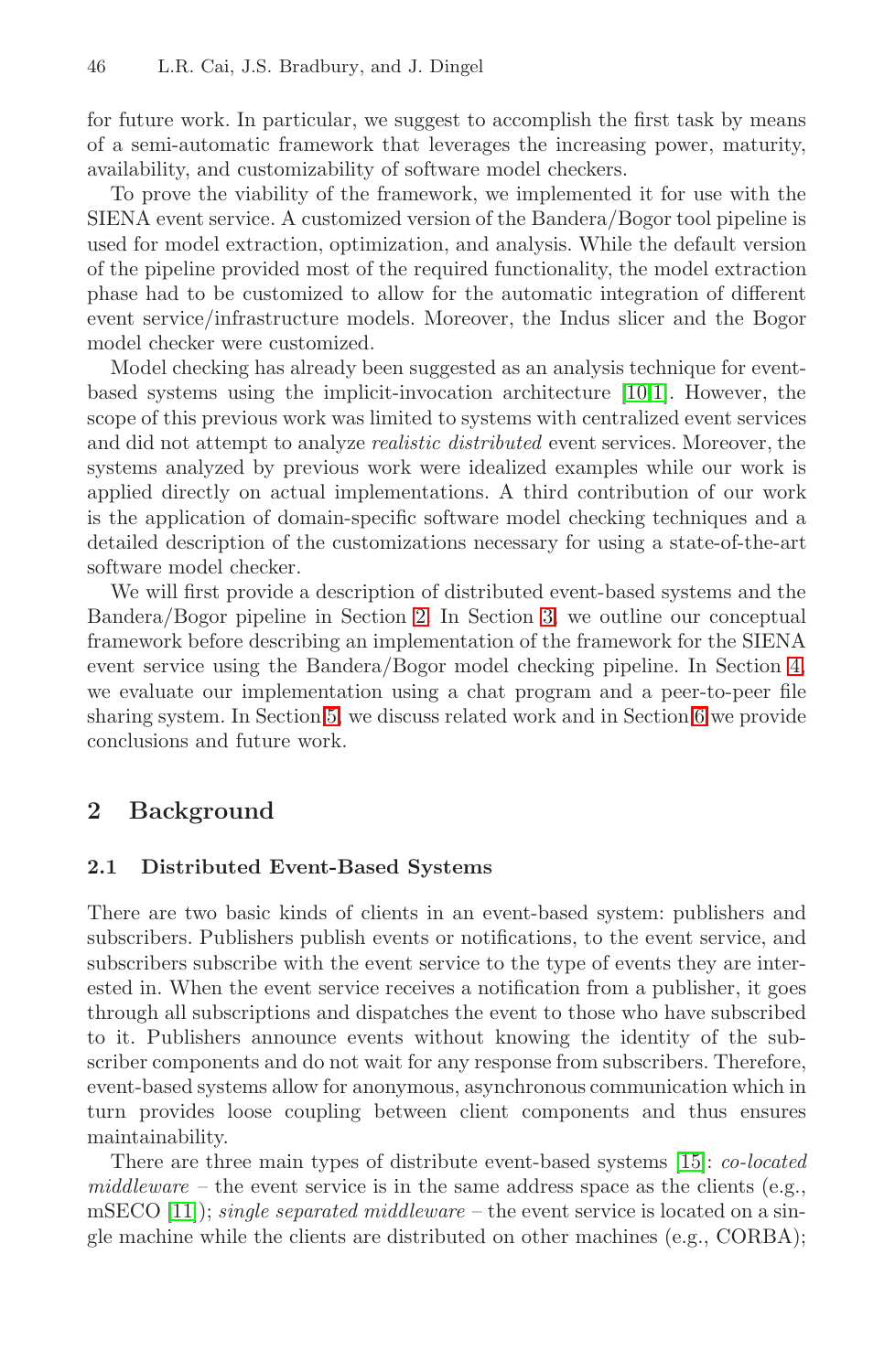for future work. In particular, we suggest to accomplish the first task by means of a semi-automatic framework that leverages the increasing power, maturity, availability, and customizability of software model checkers.

To prove the viability of the framework, we implemented it for use with the SIENA event service. A customized version of the Bandera/Bogor tool pipeline is used for model extraction, optimization, and analysis. While the default version of the pipeline provided most of the required functionality, the model extraction phase had to be customized to allow for the automatic integration of different event service/infrastructure models. Moreover, the Indus slicer and the Bogor model checker were customized.

Model checking has already been suggested as an analysis technique for event-based systems using the implicit-invocation architecture [10,1]. However, the scope of this previous work was limited to systems with centralized event services and did not attempt to analyze *realistic distributed* event services. Moreover, the systems analyzed by previous work were idealized examples while our work is applied directly on actual implementations. A third contribution of our work is the application of domain-specific software model checking techniques and a detailed description of the customizations necessary for using a state-of-the-art software model checker.

We will first provide a description of distributed event-based systems and the Bandera/Bogor pipeline in Section 2. In Section 3, we outline our conceptual framework before describing an implementation of the framework for the SIENA event service using the Bandera/Bogor model checking pipeline. In Section 4, we evaluate our implementation using a chat program and a peer-to-peer file sharing system. In Section 5, we discuss related work and in Section 6 we provide conclusions and future work.

## 2 Background

### 2.1 Distributed Event-Based Systems

There are two basic kinds of clients in an event-based system: publishers and subscribers. Publishers publish events or notifications, to the event service, and subscribers subscribe with the event service to the type of events they are interested in. When the event service receives a notification from a publisher, it goes through all subscriptions and dispatches the event to those who have subscribed to it. Publishers announce events without knowing the identity of the subscriber components and do not wait for any response from subscribers. Therefore, event-based systems allow for anonymous, asynchronous communication which in turn provides loose coupling between client components and thus ensures maintainability.

There are three main types of distribute event-based systems [15]: *co-located middleware* – the event service is in the same address space as the clients (e.g., mSECO [11]); *single separated middleware* – the event service is located on a single machine while the clients are distributed on other machines (e.g., CORBA);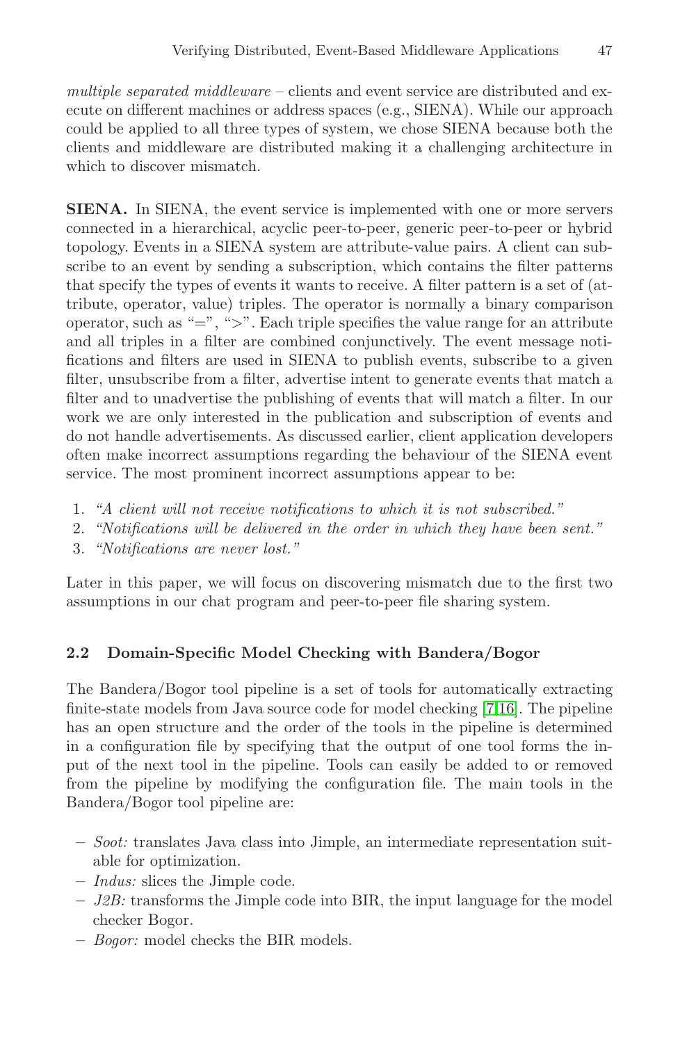*multiple separated middleware* – clients and event service are distributed and execute on different machines or address spaces (e.g., SIENA). While our approach could be applied to all three types of system, we chose SIENA because both the clients and middleware are distributed making it a challenging architecture in which to discover mismatch.

**SIENA.** In SIENA, the event service is implemented with one or more servers connected in a hierarchical, acyclic peer-to-peer, generic peer-to-peer or hybrid topology. Events in a SIENA system are attribute-value pairs. A client can subscribe to an event by sending a subscription, which contains the filter patterns that specify the types of events it wants to receive. A filter pattern is a set of (attribute, operator, value) triples. The operator is normally a binary comparison operator, such as "=", ">". Each triple specifies the value range for an attribute and all triples in a filter are combined conjunctively. The event message notifications and filters are used in SIENA to publish events, subscribe to a given filter, unsubscribe from a filter, advertise intent to generate events that match a filter and to unadvertise the publishing of events that will match a filter. In our work we are only interested in the publication and subscription of events and do not handle advertisements. As discussed earlier, client application developers often make incorrect assumptions regarding the behaviour of the SIENA event service. The most prominent incorrect assumptions appear to be:

1. *"A client will not receive notifications to which it is not subscribed."*
2. *"Notifications will be delivered in the order in which they have been sent."*
3. *"Notifications are never lost."*

Later in this paper, we will focus on discovering mismatch due to the first two assumptions in our chat program and peer-to-peer file sharing system.

### 2.2 Domain-Specific Model Checking with Bandera/Bogor

The Bandera/Bogor tool pipeline is a set of tools for automatically extracting finite-state models from Java source code for model checking [7,16]. The pipeline has an open structure and the order of the tools in the pipeline is determined in a configuration file by specifying that the output of one tool forms the input of the next tool in the pipeline. Tools can easily be added to or removed from the pipeline by modifying the configuration file. The main tools in the Bandera/Bogor tool pipeline are:

- *Soot:* translates Java class into Jimple, an intermediate representation suitable for optimization.
- *Indus:* slices the Jimple code.
- *J2B:* transforms the Jimple code into BIR, the input language for the model checker Bogor.
- *Bogor:* model checks the BIR models.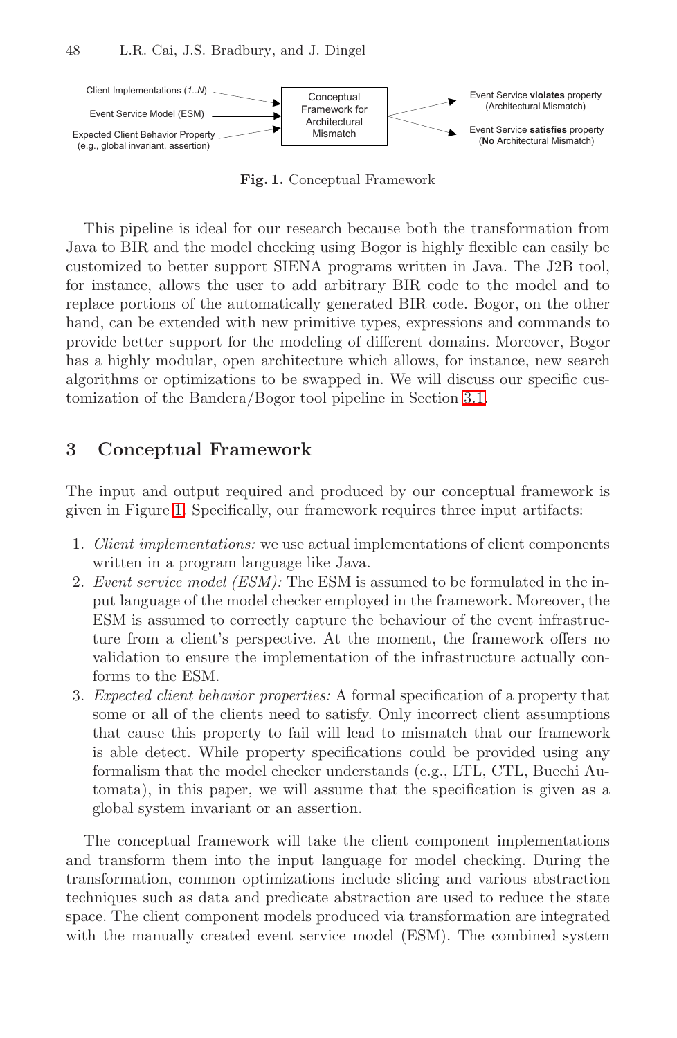Client Implementations (*1..N*)

Event Service Model (ESM)

Expected Client Behavior Property
(e.g., global invariant, assertion)

Conceptual Framework for Architectural Mismatch

Event Service **violates** property
(Architectural Mismatch)

Event Service **satisfies** property
(**No** Architectural Mismatch)

**Fig. 1.** Conceptual Framework

This pipeline is ideal for our research because both the transformation from Java to BIR and the model checking using Bogor is highly flexible can easily be customized to better support SIENA programs written in Java. The J2B tool, for instance, allows the user to add arbitrary BIR code to the model and to replace portions of the automatically generated BIR code. Bogor, on the other hand, can be extended with new primitive types, expressions and commands to provide better support for the modeling of different domains. Moreover, Bogor has a highly modular, open architecture which allows, for instance, new search algorithms or optimizations to be swapped in. We will discuss our specific customization of the Bandera/Bogor tool pipeline in Section 3.1.

## 3 Conceptual Framework

The input and output required and produced by our conceptual framework is given in Figure 1. Specifically, our framework requires three input artifacts:

1. *Client implementations:* we use actual implementations of client components written in a program language like Java.
2. *Event service model (ESM):* The ESM is assumed to be formulated in the input language of the model checker employed in the framework. Moreover, the ESM is assumed to correctly capture the behaviour of the event infrastructure from a client's perspective. At the moment, the framework offers no validation to ensure the implementation of the infrastructure actually conforms to the ESM.
3. *Expected client behavior properties:* A formal specification of a property that some or all of the clients need to satisfy. Only incorrect client assumptions that cause this property to fail will lead to mismatch that our framework is able detect. While property specifications could be provided using any formalism that the model checker understands (e.g., LTL, CTL, Buechi Automata), in this paper, we will assume that the specification is given as a global system invariant or an assertion.

The conceptual framework will take the client component implementations and transform them into the input language for model checking. During the transformation, common optimizations include slicing and various abstraction techniques such as data and predicate abstraction are used to reduce the state space. The client component models produced via transformation are integrated with the manually created event service model (ESM). The combined system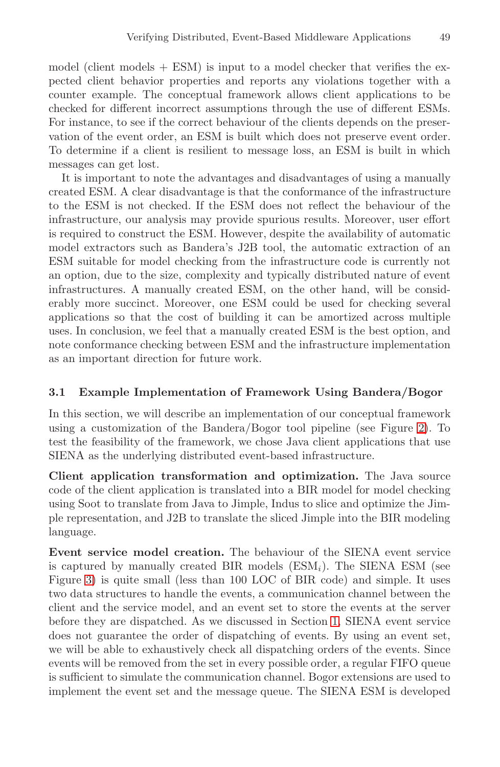model (client models + ESM) is input to a model checker that verifies the expected client behavior properties and reports any violations together with a counter example. The conceptual framework allows client applications to be checked for different incorrect assumptions through the use of different ESMs. For instance, to see if the correct behaviour of the clients depends on the preservation of the event order, an ESM is built which does not preserve event order. To determine if a client is resilient to message loss, an ESM is built in which messages can get lost.

It is important to note the advantages and disadvantages of using a manually created ESM. A clear disadvantage is that the conformance of the infrastructure to the ESM is not checked. If the ESM does not reflect the behaviour of the infrastructure, our analysis may provide spurious results. Moreover, user effort is required to construct the ESM. However, despite the availability of automatic model extractors such as Bandera's J2B tool, the automatic extraction of an ESM suitable for model checking from the infrastructure code is currently not an option, due to the size, complexity and typically distributed nature of event infrastructures. A manually created ESM, on the other hand, will be considerably more succinct. Moreover, one ESM could be used for checking several applications so that the cost of building it can be amortized across multiple uses. In conclusion, we feel that a manually created ESM is the best option, and note conformance checking between ESM and the infrastructure implementation as an important direction for future work.

### 3.1 Example Implementation of Framework Using Bandera/Bogor

In this section, we will describe an implementation of our conceptual framework using a customization of the Bandera/Bogor tool pipeline (see Figure 2). To test the feasibility of the framework, we chose Java client applications that use SIENA as the underlying distributed event-based infrastructure.

**Client application transformation and optimization.** The Java source code of the client application is translated into a BIR model for model checking using Soot to translate from Java to Jimple, Indus to slice and optimize the Jimple representation, and J2B to translate the sliced Jimple into the BIR modeling language.

**Event service model creation.** The behaviour of the SIENA event service is captured by manually created BIR models ($\text{ESM}_i$). The SIENA ESM (see Figure 3) is quite small (less than 100 LOC of BIR code) and simple. It uses two data structures to handle the events, a communication channel between the client and the service model, and an event set to store the events at the server before they are dispatched. As we discussed in Section 1, SIENA event service does not guarantee the order of dispatching of events. By using an event set, we will be able to exhaustively check all dispatching orders of the events. Since events will be removed from the set in every possible order, a regular FIFO queue is sufficient to simulate the communication channel. Bogor extensions are used to implement the event set and the message queue. The SIENA ESM is developed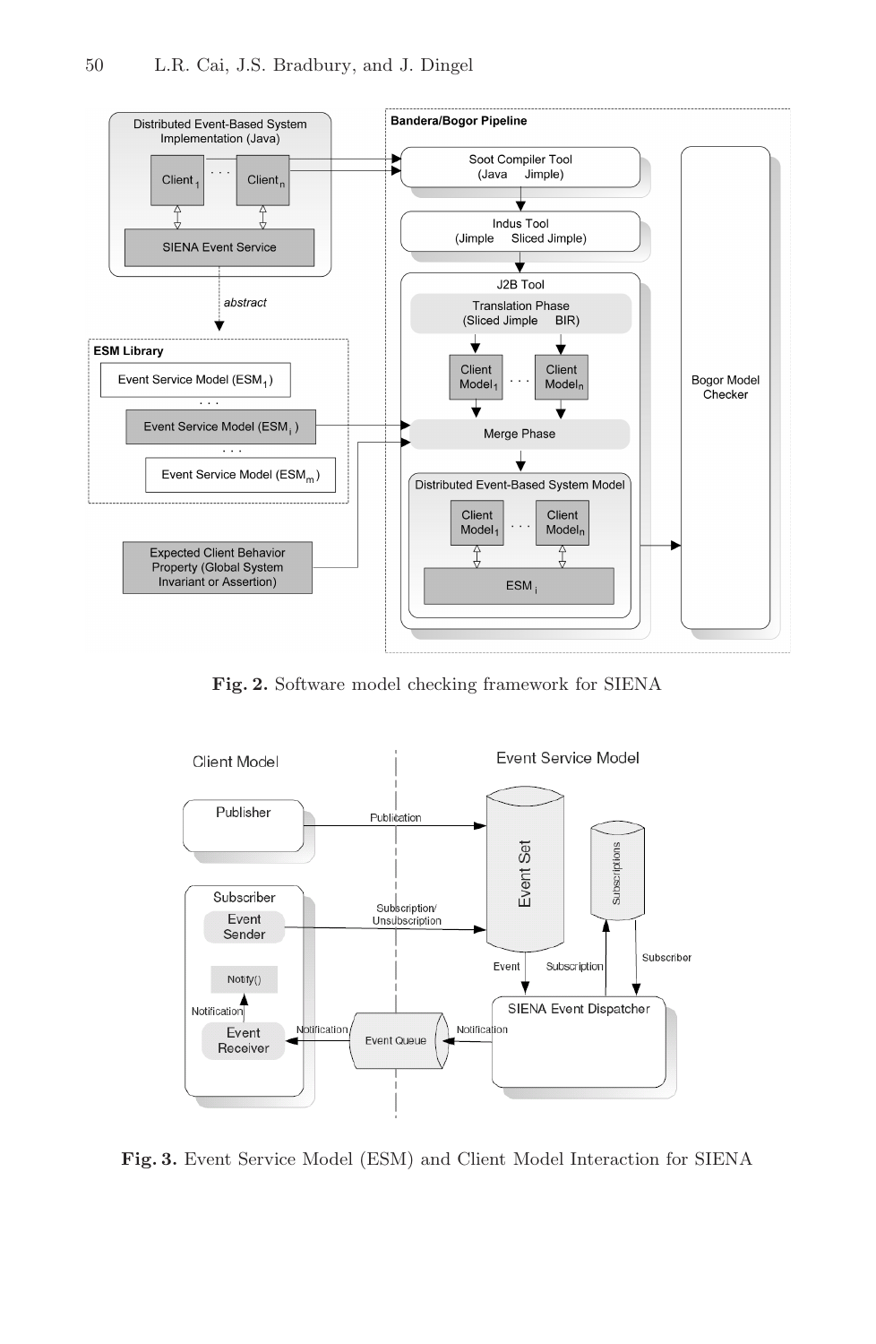Fig. 2. Software model checking framework for SIENA

Fig. 3. Event Service Model (ESM) and Client Model Interaction for SIENA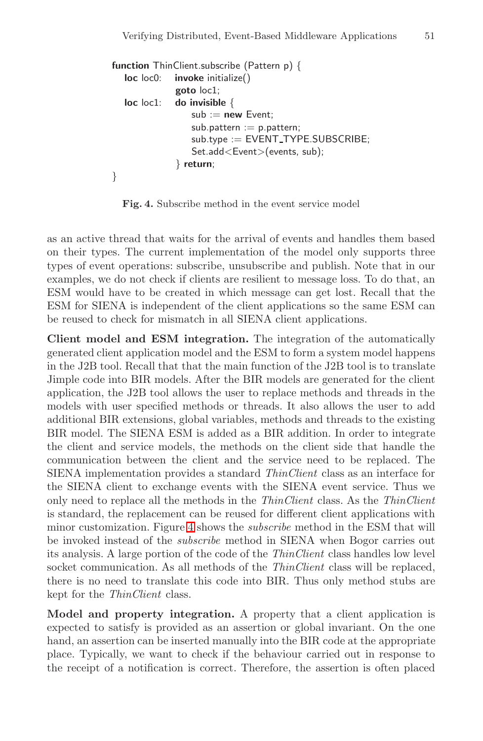```
function ThinClient.subscribe (Pattern p) {
    loc loc0:   invoke initialize()
                goto loc1;
    loc loc1:   do invisible {
                    sub := new Event;
                    sub.pattern := p.pattern;
                    sub.type := EVENT_TYPE.SUBSCRIBE;
                    Set.add<Event>(events, sub);
                } return;
}
```

**Fig. 4.** Subscribe method in the event service model

as an active thread that waits for the arrival of events and handles them based on their types. The current implementation of the model only supports three types of event operations: subscribe, unsubscribe and publish. Note that in our examples, we do not check if clients are resilient to message loss. To do that, an ESM would have to be created in which message can get lost. Recall that the ESM for SIENA is independent of the client applications so the same ESM can be reused to check for mismatch in all SIENA client applications.

**Client model and ESM integration.** The integration of the automatically generated client application model and the ESM to form a system model happens in the J2B tool. Recall that that the main function of the J2B tool is to translate Jimple code into BIR models. After the BIR models are generated for the client application, the J2B tool allows the user to replace methods and threads in the models with user specified methods or threads. It also allows the user to add additional BIR extensions, global variables, methods and threads to the existing BIR model. The SIENA ESM is added as a BIR addition. In order to integrate the client and service models, the methods on the client side that handle the communication between the client and the service need to be replaced. The SIENA implementation provides a standard *ThinClient* class as an interface for the SIENA client to exchange events with the SIENA event service. Thus we only need to replace all the methods in the *ThinClient* class. As the *ThinClient* is standard, the replacement can be reused for different client applications with minor customization. Figure 4 shows the *subscribe* method in the ESM that will be invoked instead of the *subscribe* method in SIENA when Bogor carries out its analysis. A large portion of the code of the *ThinClient* class handles low level socket communication. As all methods of the *ThinClient* class will be replaced, there is no need to translate this code into BIR. Thus only method stubs are kept for the *ThinClient* class.

**Model and property integration.** A property that a client application is expected to satisfy is provided as an assertion or global invariant. On the one hand, an assertion can be inserted manually into the BIR code at the appropriate place. Typically, we want to check if the behaviour carried out in response to the receipt of a notification is correct. Therefore, the assertion is often placed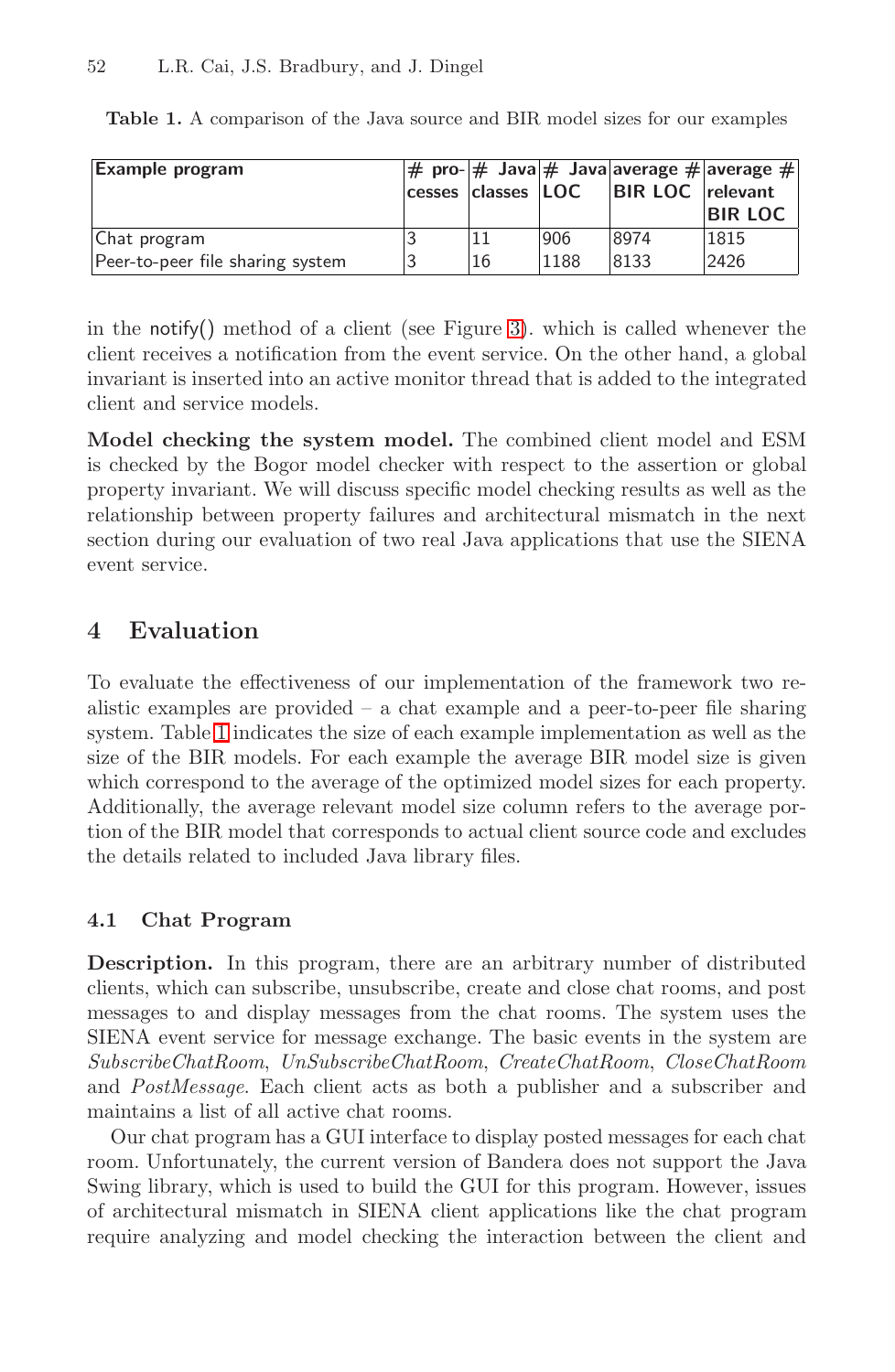Table 1. A comparison of the Java source and BIR model sizes for our examples

| Example program | # processes | # Java classes | # Java LOC | average # BIR LOC | average # relevant BIR LOC |
|---|---|---|---|---|---|
| Chat program | 3 | 11 | 906 | 8974 | 1815 |
| Peer-to-peer file sharing system | 3 | 16 | 1188 | 8133 | 2426 |

in the notify() method of a client (see Figure 3). which is called whenever the client receives a notification from the event service. On the other hand, a global invariant is inserted into an active monitor thread that is added to the integrated client and service models.

**Model checking the system model.** The combined client model and ESM is checked by the Bogor model checker with respect to the assertion or global property invariant. We will discuss specific model checking results as well as the relationship between property failures and architectural mismatch in the next section during our evaluation of two real Java applications that use the SIENA event service.

## 4 Evaluation

To evaluate the effectiveness of our implementation of the framework two realistic examples are provided – a chat example and a peer-to-peer file sharing system. Table 1 indicates the size of each example implementation as well as the size of the BIR models. For each example the average BIR model size is given which correspond to the average of the optimized model sizes for each property. Additionally, the average relevant model size column refers to the average portion of the BIR model that corresponds to actual client source code and excludes the details related to included Java library files.

### 4.1 Chat Program

**Description.** In this program, there are an arbitrary number of distributed clients, which can subscribe, unsubscribe, create and close chat rooms, and post messages to and display messages from the chat rooms. The system uses the SIENA event service for message exchange. The basic events in the system are *SubscribeChatRoom*, *UnSubscribeChatRoom*, *CreateChatRoom*, *CloseChatRoom* and *PostMessage*. Each client acts as both a publisher and a subscriber and maintains a list of all active chat rooms.

Our chat program has a GUI interface to display posted messages for each chat room. Unfortunately, the current version of Bandera does not support the Java Swing library, which is used to build the GUI for this program. However, issues of architectural mismatch in SIENA client applications like the chat program require analyzing and model checking the interaction between the client and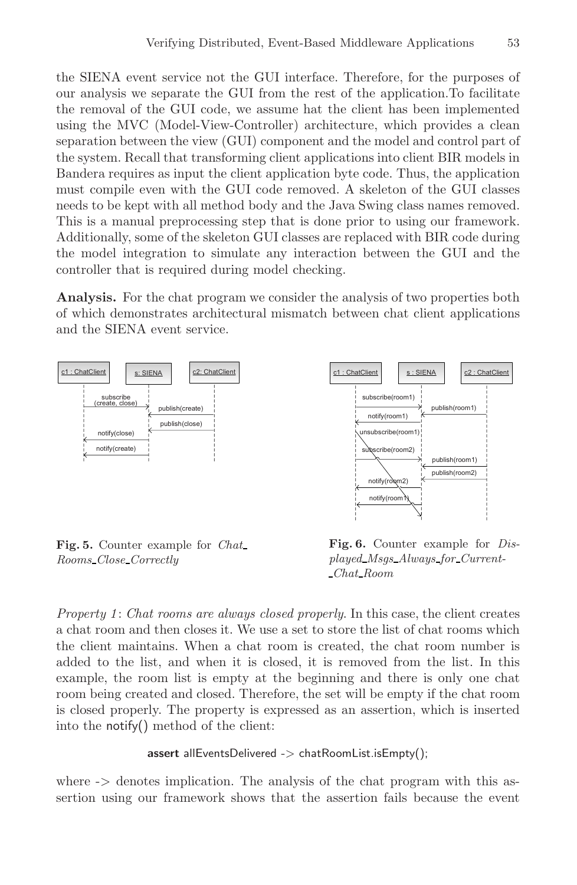the SIENA event service not the GUI interface. Therefore, for the purposes of our analysis we separate the GUI from the rest of the application.To facilitate the removal of the GUI code, we assume hat the client has been implemented using the MVC (Model-View-Controller) architecture, which provides a clean separation between the view (GUI) component and the model and control part of the system. Recall that transforming client applications into client BIR models in Bandera requires as input the client application byte code. Thus, the application must compile even with the GUI code removed. A skeleton of the GUI classes needs to be kept with all method body and the Java Swing class names removed. This is a manual preprocessing step that is done prior to using our framework. Additionally, some of the skeleton GUI classes are replaced with BIR code during the model integration to simulate any interaction between the GUI and the controller that is required during model checking.

**Analysis.** For the chat program we consider the analysis of two properties both of which demonstrates architectural mismatch between chat client applications and the SIENA event service.

**Fig. 5.** Counter example for *Chat_Rooms_Close_Correctly*

**Fig. 6.** Counter example for *Displayed_Msgs_Always_for_Current_Chat_Room*

*Property 1*: *Chat rooms are always closed properly*. In this case, the client creates a chat room and then closes it. We use a set to store the list of chat rooms which the client maintains. When a chat room is created, the chat room number is added to the list, and when it is closed, it is removed from the list. In this example, the room list is empty at the beginning and there is only one chat room being created and closed. Therefore, the set will be empty if the chat room is closed properly. The property is expressed as an assertion, which is inserted into the notify() method of the client:

```
assert allEventsDelivered -> chatRoomList.isEmpty();
```

where -> denotes implication. The analysis of the chat program with this assertion using our framework shows that the assertion fails because the event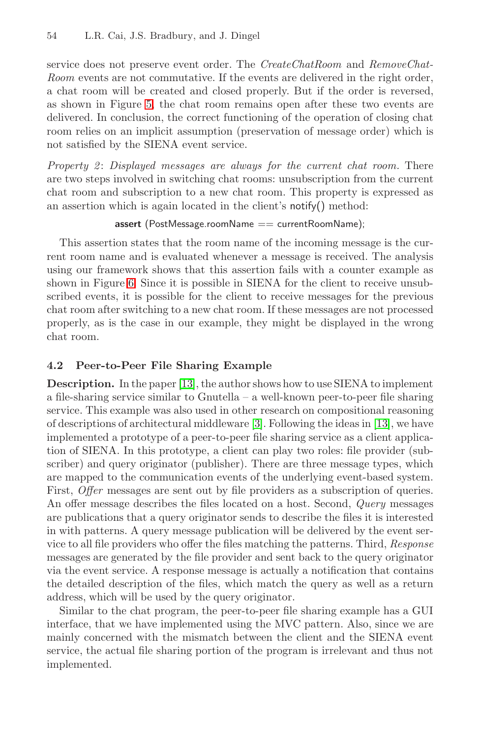service does not preserve event order. The *CreateChatRoom* and *RemoveChatRoom* events are not commutative. If the events are delivered in the right order, a chat room will be created and closed properly. But if the order is reversed, as shown in Figure 5, the chat room remains open after these two events are delivered. In conclusion, the correct functioning of the operation of closing chat room relies on an implicit assumption (preservation of message order) which is not satisfied by the SIENA event service.

*Property 2*: *Displayed messages are always for the current chat room.* There are two steps involved in switching chat rooms: unsubscription from the current chat room and subscription to a new chat room. This property is expressed as an assertion which is again located in the client's notify() method:

```
assert (PostMessage.roomName == currentRoomName);
```

This assertion states that the room name of the incoming message is the current room name and is evaluated whenever a message is received. The analysis using our framework shows that this assertion fails with a counter example as shown in Figure 6. Since it is possible in SIENA for the client to receive unsubscribed events, it is possible for the client to receive messages for the previous chat room after switching to a new chat room. If these messages are not processed properly, as is the case in our example, they might be displayed in the wrong chat room.

### 4.2 Peer-to-Peer File Sharing Example

**Description.** In the paper [13], the author shows how to use SIENA to implement a file-sharing service similar to Gnutella – a well-known peer-to-peer file sharing service. This example was also used in other research on compositional reasoning of descriptions of architectural middleware [3]. Following the ideas in [13], we have implemented a prototype of a peer-to-peer file sharing service as a client application of SIENA. In this prototype, a client can play two roles: file provider (subscriber) and query originator (publisher). There are three message types, which are mapped to the communication events of the underlying event-based system. First, *Offer* messages are sent out by file providers as a subscription of queries. An offer message describes the files located on a host. Second, *Query* messages are publications that a query originator sends to describe the files it is interested in with patterns. A query message publication will be delivered by the event service to all file providers who offer the files matching the patterns. Third, *Response* messages are generated by the file provider and sent back to the query originator via the event service. A response message is actually a notification that contains the detailed description of the files, which match the query as well as a return address, which will be used by the query originator.

Similar to the chat program, the peer-to-peer file sharing example has a GUI interface, that we have implemented using the MVC pattern. Also, since we are mainly concerned with the mismatch between the client and the SIENA event service, the actual file sharing portion of the program is irrelevant and thus not implemented.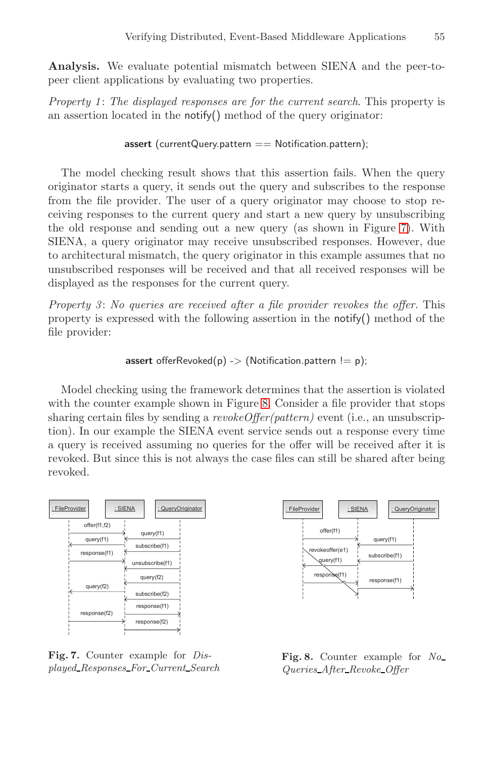**Analysis.** We evaluate potential mismatch between SIENA and the peer-to-peer client applications by evaluating two properties.

*Property 1*: *The displayed responses are for the current search*. This property is an assertion located in the notify() method of the query originator:

```
assert (currentQuery.pattern == Notification.pattern);
```

The model checking result shows that this assertion fails. When the query originator starts a query, it sends out the query and subscribes to the response from the file provider. The user of a query originator may choose to stop receiving responses to the current query and start a new query by unsubscribing the old response and sending out a new query (as shown in Figure 7). With SIENA, a query originator may receive unsubscribed responses. However, due to architectural mismatch, the query originator in this example assumes that no unsubscribed responses will be received and that all received responses will be displayed as the responses for the current query.

*Property 3*: *No queries are received after a file provider revokes the offer*. This property is expressed with the following assertion in the notify() method of the file provider:

```
assert offerRevoked(p) -> (Notification.pattern != p);
```

Model checking using the framework determines that the assertion is violated with the counter example shown in Figure 8. Consider a file provider that stops sharing certain files by sending a *revokeOffer(pattern)* event (i.e., an unsubscription). In our example the SIENA event service sends out a response every time a query is received assuming no queries for the offer will be received after it is revoked. But since this is not always the case files can still be shared after being revoked.

**Fig. 7.** Counter example for *Displayed_Responses_For_Current_Search*

**Fig. 8.** Counter example for *No_Queries_After_Revoke_Offer*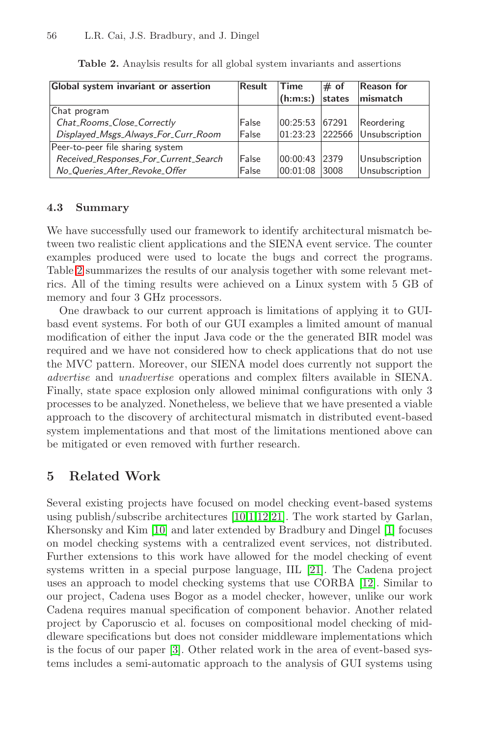**Table 2.** Anaylsis results for all global system invariants and assertions

| Global system invariant or assertion | Result | Time (h:m:s:) | # of states | Reason for mismatch |
|---|---|---|---|---|
| Chat program | | | | |
| *Chat_Rooms_Close_Correctly* | False | 00:25:53 | 67291 | Reordering |
| *Displayed_Msgs_Always_For_Curr_Room* | False | 01:23:23 | 222566 | Unsubscription |
| Peer-to-peer file sharing system | | | | |
| *Received_Responses_For_Current_Search* | False | 00:00:43 | 2379 | Unsubscription |
| *No_Queries_After_Revoke_Offer* | False | 00:01:08 | 3008 | Unsubscription |

### 4.3 Summary

We have successfully used our framework to identify architectural mismatch between two realistic client applications and the SIENA event service. The counter examples produced were used to locate the bugs and correct the programs. Table 2 summarizes the results of our analysis together with some relevant metrics. All of the timing results were achieved on a Linux system with 5 GB of memory and four 3 GHz processors.

One drawback to our current approach is limitations of applying it to GUI-basd event systems. For both of our GUI examples a limited amount of manual modification of either the input Java code or the the generated BIR model was required and we have not considered how to check applications that do not use the MVC pattern. Moreover, our SIENA model does currently not support the *advertise* and *unadvertise* operations and complex filters available in SIENA. Finally, state space explosion only allowed minimal configurations with only 3 processes to be analyzed. Nonetheless, we believe that we have presented a viable approach to the discovery of architectural mismatch in distributed event-based system implementations and that most of the limitations mentioned above can be mitigated or even removed with further research.

## 5 Related Work

Several existing projects have focused on model checking event-based systems using publish/subscribe architectures [10,1,12,21]. The work started by Garlan, Khersonsky and Kim [10] and later extended by Bradbury and Dingel [1] focuses on model checking systems with a centralized event services, not distributed. Further extensions to this work have allowed for the model checking of event systems written in a special purpose language, IIL [21]. The Cadena project uses an approach to model checking systems that use CORBA [12]. Similar to our project, Cadena uses Bogor as a model checker, however, unlike our work Cadena requires manual specification of component behavior. Another related project by Caporuscio et al. focuses on compositional model checking of middleware specifications but does not consider middleware implementations which is the focus of our paper [3]. Other related work in the area of event-based systems includes a semi-automatic approach to the analysis of GUI systems using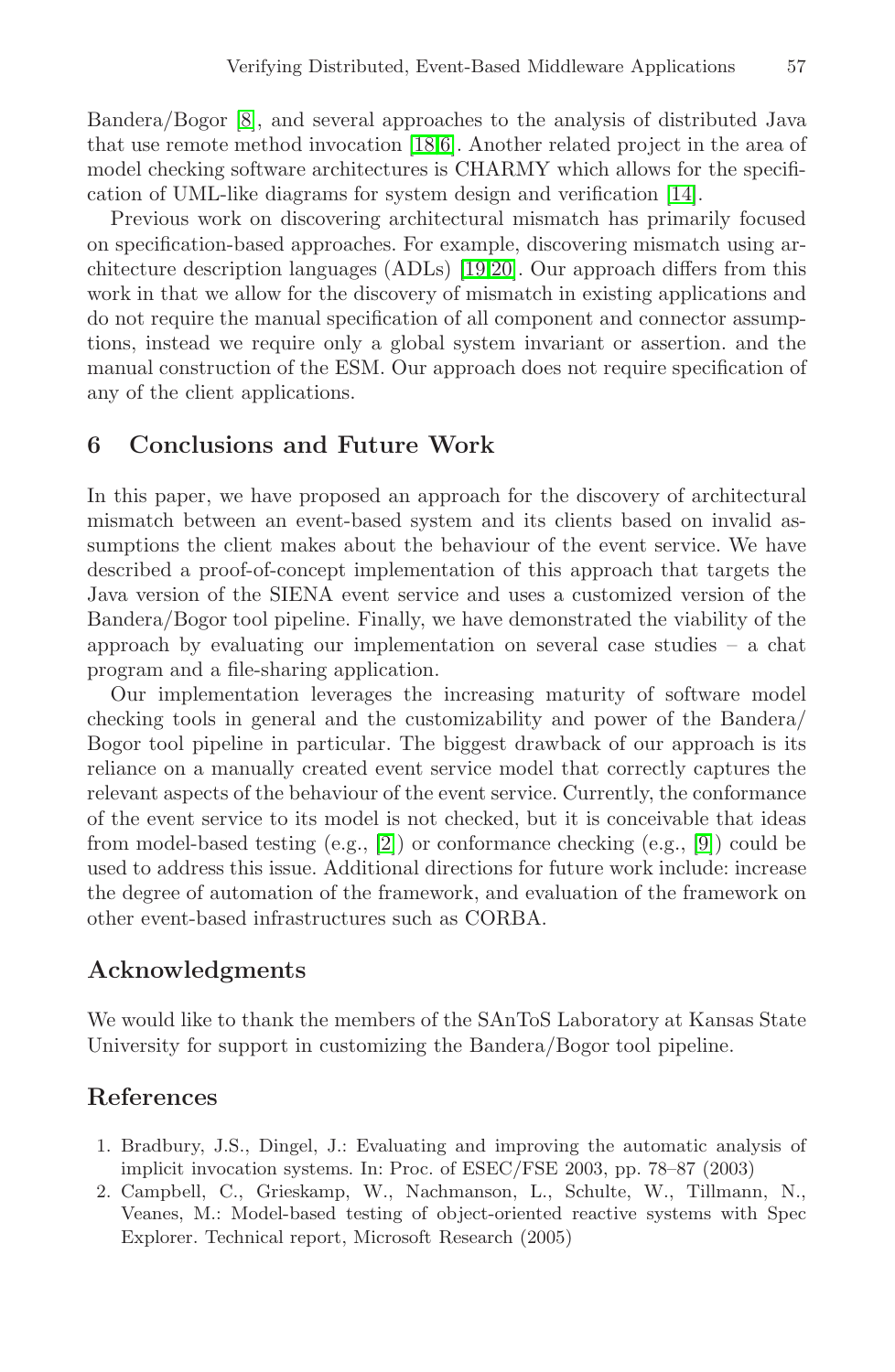Bandera/Bogor [8], and several approaches to the analysis of distributed Java that use remote method invocation [18,6]. Another related project in the area of model checking software architectures is CHARMY which allows for the specification of UML-like diagrams for system design and verification [14].

Previous work on discovering architectural mismatch has primarily focused on specification-based approaches. For example, discovering mismatch using architecture description languages (ADLs) [19,20]. Our approach differs from this work in that we allow for the discovery of mismatch in existing applications and do not require the manual specification of all component and connector assumptions, instead we require only a global system invariant or assertion. and the manual construction of the ESM. Our approach does not require specification of any of the client applications.

## 6 Conclusions and Future Work

In this paper, we have proposed an approach for the discovery of architectural mismatch between an event-based system and its clients based on invalid assumptions the client makes about the behaviour of the event service. We have described a proof-of-concept implementation of this approach that targets the Java version of the SIENA event service and uses a customized version of the Bandera/Bogor tool pipeline. Finally, we have demonstrated the viability of the approach by evaluating our implementation on several case studies – a chat program and a file-sharing application.

Our implementation leverages the increasing maturity of software model checking tools in general and the customizability and power of the Bandera/Bogor tool pipeline in particular. The biggest drawback of our approach is its reliance on a manually created event service model that correctly captures the relevant aspects of the behaviour of the event service. Currently, the conformance of the event service to its model is not checked, but it is conceivable that ideas from model-based testing (e.g., [2]) or conformance checking (e.g., [9]) could be used to address this issue. Additional directions for future work include: increase the degree of automation of the framework, and evaluation of the framework on other event-based infrastructures such as CORBA.

## Acknowledgments

We would like to thank the members of the SAnToS Laboratory at Kansas State University for support in customizing the Bandera/Bogor tool pipeline.

## References

1. Bradbury, J.S., Dingel, J.: Evaluating and improving the automatic analysis of implicit invocation systems. In: Proc. of ESEC/FSE 2003, pp. 78–87 (2003)
2. Campbell, C., Grieskamp, W., Nachmanson, L., Schulte, W., Tillmann, N., Veanes, M.: Model-based testing of object-oriented reactive systems with Spec Explorer. Technical report, Microsoft Research (2005)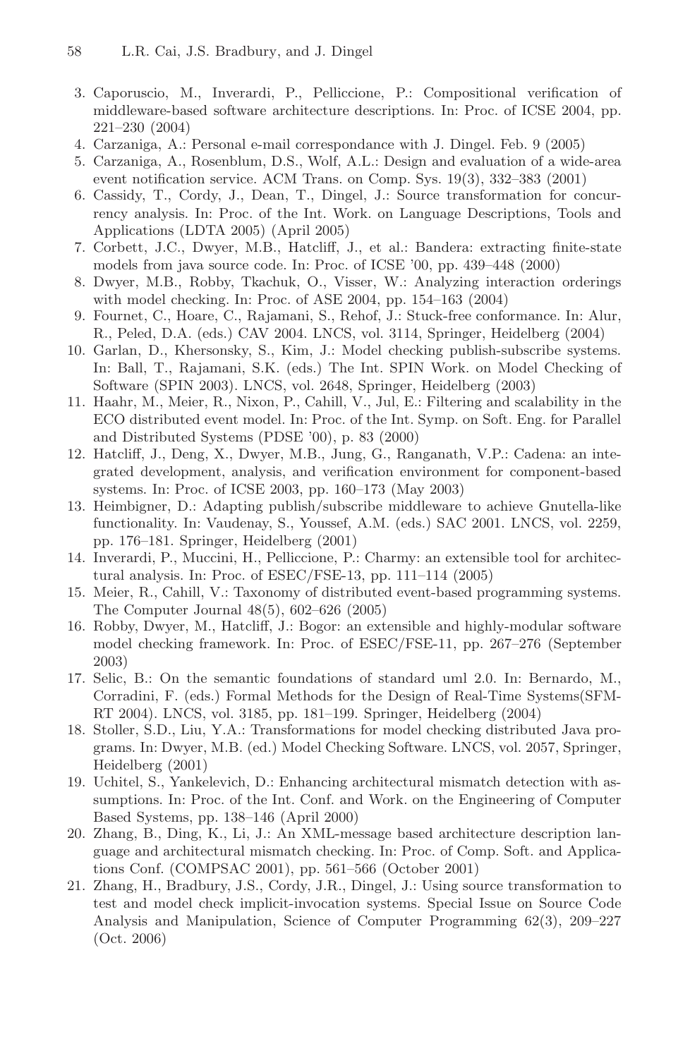3. Caporuscio, M., Inverardi, P., Pelliccione, P.: Compositional verification of middleware-based software architecture descriptions. In: Proc. of ICSE 2004, pp. 221–230 (2004)
4. Carzaniga, A.: Personal e-mail correspondance with J. Dingel. Feb. 9 (2005)
5. Carzaniga, A., Rosenblum, D.S., Wolf, A.L.: Design and evaluation of a wide-area event notification service. ACM Trans. on Comp. Sys. 19(3), 332–383 (2001)
6. Cassidy, T., Cordy, J., Dean, T., Dingel, J.: Source transformation for concurrency analysis. In: Proc. of the Int. Work. on Language Descriptions, Tools and Applications (LDTA 2005) (April 2005)
7. Corbett, J.C., Dwyer, M.B., Hatcliff, J., et al.: Bandera: extracting finite-state models from java source code. In: Proc. of ICSE '00, pp. 439–448 (2000)
8. Dwyer, M.B., Robby, Tkachuk, O., Visser, W.: Analyzing interaction orderings with model checking. In: Proc. of ASE 2004, pp. 154–163 (2004)
9. Fournet, C., Hoare, C., Rajamani, S., Rehof, J.: Stuck-free conformance. In: Alur, R., Peled, D.A. (eds.) CAV 2004. LNCS, vol. 3114, Springer, Heidelberg (2004)
10. Garlan, D., Khersonsky, S., Kim, J.: Model checking publish-subscribe systems. In: Ball, T., Rajamani, S.K. (eds.) The Int. SPIN Work. on Model Checking of Software (SPIN 2003). LNCS, vol. 2648, Springer, Heidelberg (2003)
11. Haahr, M., Meier, R., Nixon, P., Cahill, V., Jul, E.: Filtering and scalability in the ECO distributed event model. In: Proc. of the Int. Symp. on Soft. Eng. for Parallel and Distributed Systems (PDSE '00), p. 83 (2000)
12. Hatcliff, J., Deng, X., Dwyer, M.B., Jung, G., Ranganath, V.P.: Cadena: an integrated development, analysis, and verification environment for component-based systems. In: Proc. of ICSE 2003, pp. 160–173 (May 2003)
13. Heimbigner, D.: Adapting publish/subscribe middleware to achieve Gnutella-like functionality. In: Vaudenay, S., Youssef, A.M. (eds.) SAC 2001. LNCS, vol. 2259, pp. 176–181. Springer, Heidelberg (2001)
14. Inverardi, P., Muccini, H., Pelliccione, P.: Charmy: an extensible tool for architectural analysis. In: Proc. of ESEC/FSE-13, pp. 111–114 (2005)
15. Meier, R., Cahill, V.: Taxonomy of distributed event-based programming systems. The Computer Journal 48(5), 602–626 (2005)
16. Robby, Dwyer, M., Hatcliff, J.: Bogor: an extensible and highly-modular software model checking framework. In: Proc. of ESEC/FSE-11, pp. 267–276 (September 2003)
17. Selic, B.: On the semantic foundations of standard uml 2.0. In: Bernardo, M., Corradini, F. (eds.) Formal Methods for the Design of Real-Time Systems(SFM-RT 2004). LNCS, vol. 3185, pp. 181–199. Springer, Heidelberg (2004)
18. Stoller, S.D., Liu, Y.A.: Transformations for model checking distributed Java programs. In: Dwyer, M.B. (ed.) Model Checking Software. LNCS, vol. 2057, Springer, Heidelberg (2001)
19. Uchitel, S., Yankelevich, D.: Enhancing architectural mismatch detection with assumptions. In: Proc. of the Int. Conf. and Work. on the Engineering of Computer Based Systems, pp. 138–146 (April 2000)
20. Zhang, B., Ding, K., Li, J.: An XML-message based architecture description language and architectural mismatch checking. In: Proc. of Comp. Soft. and Applications Conf. (COMPSAC 2001), pp. 561–566 (October 2001)
21. Zhang, H., Bradbury, J.S., Cordy, J.R., Dingel, J.: Using source transformation to test and model check implicit-invocation systems. Special Issue on Source Code Analysis and Manipulation, Science of Computer Programming 62(3), 209–227 (Oct. 2006)